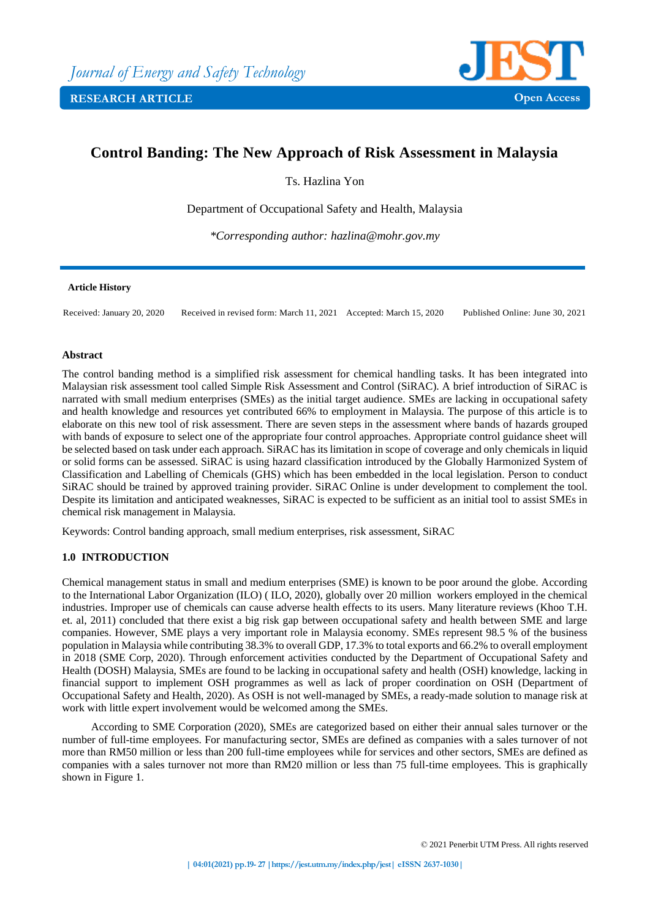Journal of Energy and Safety Technology

RESEARCH ARTICLE

Open Access

# Control Banding: The New Approach of Risk Assessment in Malaysia

Ts. Hazlina Yon

Department of Occupational Safety and Health, Malaysia

*\*Corresponding author: hazlina@mohr.gov.my*

**Article History**

Received: January 20, 2020 Received in revised form: March 11, 2021 Accepted: March 15, 2020 Published Online: June 30, 2021

## Abstract

The control banding method is a simplified risk assessment for chemical handling tasks. It has been integrated into Malaysian risk assessment tool called Simple Risk Assessment and Control (SiRAC). A brief introduction of SiRAC is narrated with small medium enterprises (SMEs) as the initial target audience. SMEs are lacking in occupational safety and health knowledge and resources yet contributed 66% to employment in Malaysia. The purpose of this article is to elaborate on this new tool of risk assessment. There are seven steps in the assessment where bands of hazards grouped with bands of exposure to select one of the appropriate four control approaches. Appropriate control guidance sheet will be selected based on task under each approach. SiRAC has its limitation in scope of coverage and only chemicals in liquid or solid forms can be assessed. SiRAC is using hazard classification introduced by the Globally Harmonized System of Classification and Labelling of Chemicals (GHS) which has been embedded in the local legislation. Person to conduct SiRAC should be trained by approved training provider. SiRAC Online is under development to complement the tool. Despite its limitation and anticipated weaknesses, SiRAC is expected to be sufficient as an initial tool to assist SMEs in chemical risk management in Malaysia.

Keywords: Control banding approach, small medium enterprises, risk assessment, SiRAC

## 1.0 INTRODUCTION

Chemical management status in small and medium enterprises (SME) is known to be poor around the globe. According to the International Labor Organization (ILO) ( ILO, 2020), globally over 20 million workers employed in the chemical industries. Improper use of chemicals can cause adverse health effects to its users. Many literature reviews (Khoo T.H. et. al, 2011) concluded that there exist a big risk gap between occupational safety and health between SME and large companies. However, SME plays a very important role in Malaysia economy. SMEs represent 98.5 % of the business population in Malaysia while contributing 38.3% to overall GDP, 17.3% to total exports and 66.2% to overall employment in 2018 (SME Corp, 2020). Through enforcement activities conducted by the Department of Occupational Safety and Health (DOSH) Malaysia, SMEs are found to be lacking in occupational safety and health (OSH) knowledge, lacking in financial support to implement OSH programmes as well as lack of proper coordination on OSH (Department of Occupational Safety and Health, 2020). As OSH is not well-managed by SMEs, a ready-made solution to manage risk at work with little expert involvement would be welcomed among the SMEs.

According to SME Corporation (2020), SMEs are categorized based on either their annual sales turnover or the number of full-time employees. For manufacturing sector, SMEs are defined as companies with a sales turnover of not more than RM50 million or less than 200 full-time employees while for services and other sectors, SMEs are defined as companies with a sales turnover not more than RM20 million or less than 75 full-time employees. This is graphically shown in Figure 1.

© 2021 Penerbit UTM Press. All rights reserved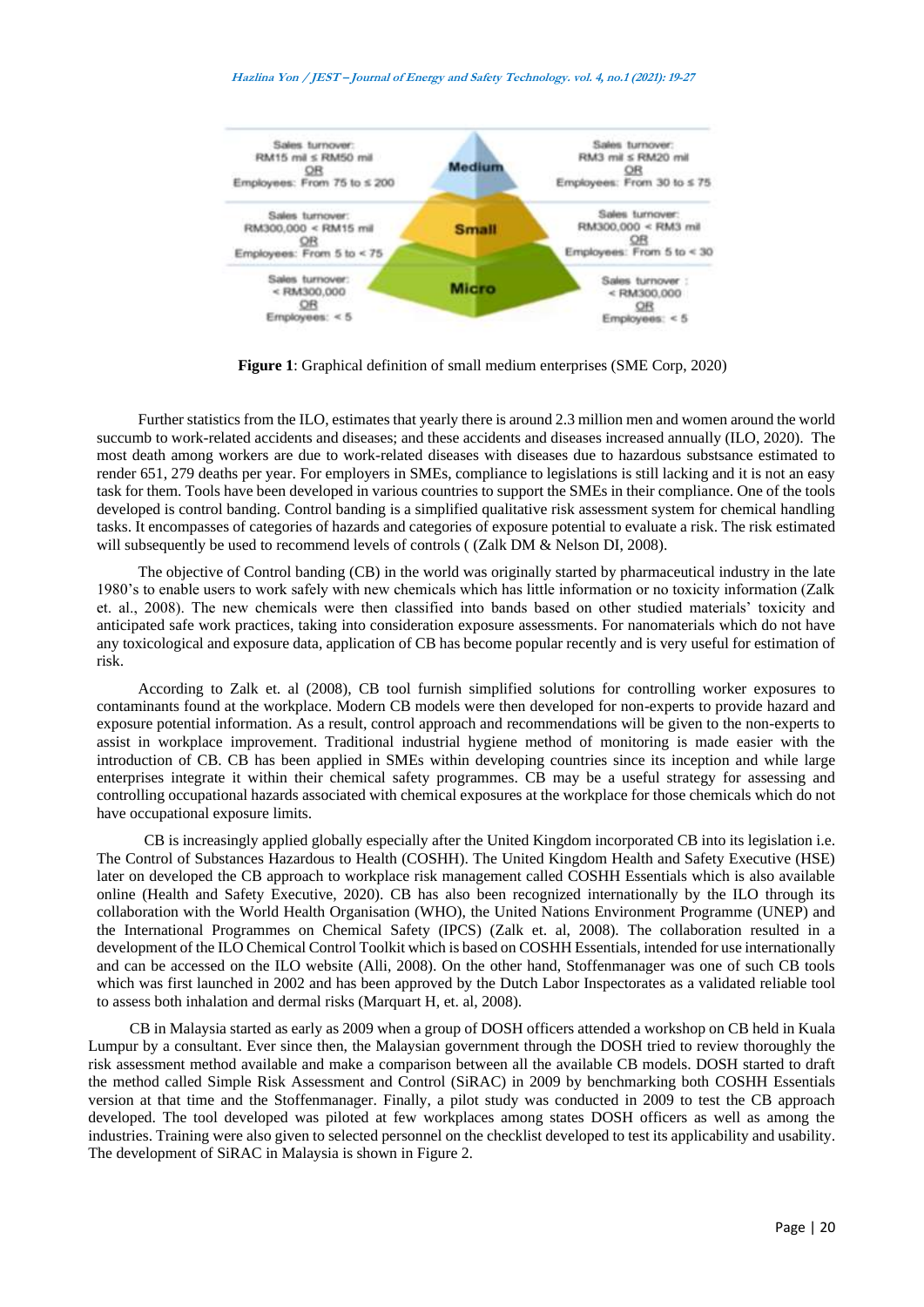Figure 1: Graphical definition of small medium enterprises (SME Corp, 2020)

Further statistics from the ILO, estimates that yearly there is around 2.3 million men and women around the world succumb to work-related accidents and diseases; and these accidents and diseases increased annually (ILO, 2020). The most death among workers are due to work-related diseases with diseases due to hazardous substsance estimated to render 651, 279 deaths per year. For employers in SMEs, compliance to legislations is still lacking and it is not an easy task for them. Tools have been developed in various countries to support the SMEs in their compliance. One of the tools developed is control banding. Control banding is a simplified qualitative risk assessment system for chemical handling tasks. It encompasses of categories of hazards and categories of exposure potential to evaluate a risk. The risk estimated will subsequently be used to recommend levels of controls ( (Zalk DM & Nelson DI, 2008).

The objective of Control banding (CB) in the world was originally started by pharmaceutical industry in the late 1980's to enable users to work safely with new chemicals which has little information or no toxicity information (Zalk et. al., 2008). The new chemicals were then classified into bands based on other studied materials' toxicity and anticipated safe work practices, taking into consideration exposure assessments. For nanomaterials which do not have any toxicological and exposure data, application of CB has become popular recently and is very useful for estimation of risk.

According to Zalk et. al (2008), CB tool furnish simplified solutions for controlling worker exposures to contaminants found at the workplace. Modern CB models were then developed for non-experts to provide hazard and exposure potential information. As a result, control approach and recommendations will be given to the non-experts to assist in workplace improvement. Traditional industrial hygiene method of monitoring is made easier with the introduction of CB. CB has been applied in SMEs within developing countries since its inception and while large enterprises integrate it within their chemical safety programmes. CB may be a useful strategy for assessing and controlling occupational hazards associated with chemical exposures at the workplace for those chemicals which do not have occupational exposure limits.

CB is increasingly applied globally especially after the United Kingdom incorporated CB into its legislation i.e. The Control of Substances Hazardous to Health (COSHH). The United Kingdom Health and Safety Executive (HSE) later on developed the CB approach to workplace risk management called COSHH Essentials which is also available online (Health and Safety Executive, 2020). CB has also been recognized internationally by the ILO through its collaboration with the World Health Organisation (WHO), the United Nations Environment Programme (UNEP) and the International Programmes on Chemical Safety (IPCS) (Zalk et. al, 2008). The collaboration resulted in a development of the ILO Chemical Control Toolkit which is based on COSHH Essentials, intended for use internationally and can be accessed on the ILO website (Alli, 2008). On the other hand, Stoffenmanager was one of such CB tools which was first launched in 2002 and has been approved by the Dutch Labor Inspectorates as a validated reliable tool to assess both inhalation and dermal risks (Marquart H, et. al, 2008).

CB in Malaysia started as early as 2009 when a group of DOSH officers attended a workshop on CB held in Kuala Lumpur by a consultant. Ever since then, the Malaysian government through the DOSH tried to review thoroughly the risk assessment method available and make a comparison between all the available CB models. DOSH started to draft the method called Simple Risk Assessment and Control (SiRAC) in 2009 by benchmarking both COSHH Essentials version at that time and the Stoffenmanager. Finally, a pilot study was conducted in 2009 to test the CB approach developed. The tool developed was piloted at few workplaces among states DOSH officers as well as among the industries. Training were also given to selected personnel on the checklist developed to test its applicability and usability. The development of SiRAC in Malaysia is shown in Figure 2.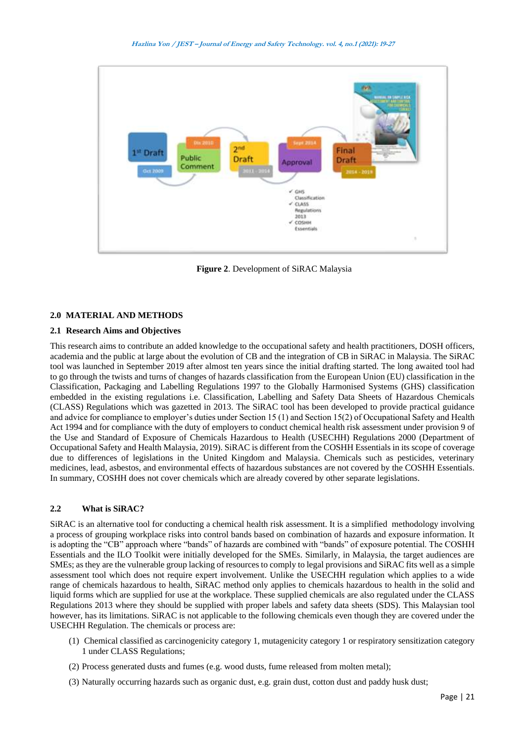**Figure 2**. Development of SiRAC Malaysia

## 2.0 MATERIAL AND METHODS

### 2.1 Research Aims and Objectives

This research aims to contribute an added knowledge to the occupational safety and health practitioners, DOSH officers, academia and the public at large about the evolution of CB and the integration of CB in SiRAC in Malaysia. The SiRAC tool was launched in September 2019 after almost ten years since the initial drafting started. The long awaited tool had to go through the twists and turns of changes of hazards classification from the European Union (EU) classification in the Classification, Packaging and Labelling Regulations 1997 to the Globally Harmonised Systems (GHS) classification embedded in the existing regulations i.e. Classification, Labelling and Safety Data Sheets of Hazardous Chemicals (CLASS) Regulations which was gazetted in 2013. The SiRAC tool has been developed to provide practical guidance and advice for compliance to employer's duties under Section 15 (1) and Section 15(2) of Occupational Safety and Health Act 1994 and for compliance with the duty of employers to conduct chemical health risk assessment under provision 9 of the Use and Standard of Exposure of Chemicals Hazardous to Health (USECHH) Regulations 2000 (Department of Occupational Safety and Health Malaysia, 2019). SiRAC is different from the COSHH Essentials in its scope of coverage due to differences of legislations in the United Kingdom and Malaysia. Chemicals such as pesticides, veterinary medicines, lead, asbestos, and environmental effects of hazardous substances are not covered by the COSHH Essentials. In summary, COSHH does not cover chemicals which are already covered by other separate legislations.

### 2.2 What is SiRAC?

SiRAC is an alternative tool for conducting a chemical health risk assessment. It is a simplified methodology involving a process of grouping workplace risks into control bands based on combination of hazards and exposure information. It is adopting the "CB" approach where "bands" of hazards are combined with "bands" of exposure potential. The COSHH Essentials and the ILO Toolkit were initially developed for the SMEs. Similarly, in Malaysia, the target audiences are SMEs; as they are the vulnerable group lacking of resources to comply to legal provisions and SiRAC fits well as a simple assessment tool which does not require expert involvement. Unlike the USECHH regulation which applies to a wide range of chemicals hazardous to health, SiRAC method only applies to chemicals hazardous to health in the solid and liquid forms which are supplied for use at the workplace. These supplied chemicals are also regulated under the CLASS Regulations 2013 where they should be supplied with proper labels and safety data sheets (SDS). This Malaysian tool however, has its limitations. SiRAC is not applicable to the following chemicals even though they are covered under the USECHH Regulation. The chemicals or process are:

(1) Chemical classified as carcinogenicity category 1, mutagenicity category 1 or respiratory sensitization category 1 under CLASS Regulations;

(2) Process generated dusts and fumes (e.g. wood dusts, fume released from molten metal);

(3) Naturally occurring hazards such as organic dust, e.g. grain dust, cotton dust and paddy husk dust;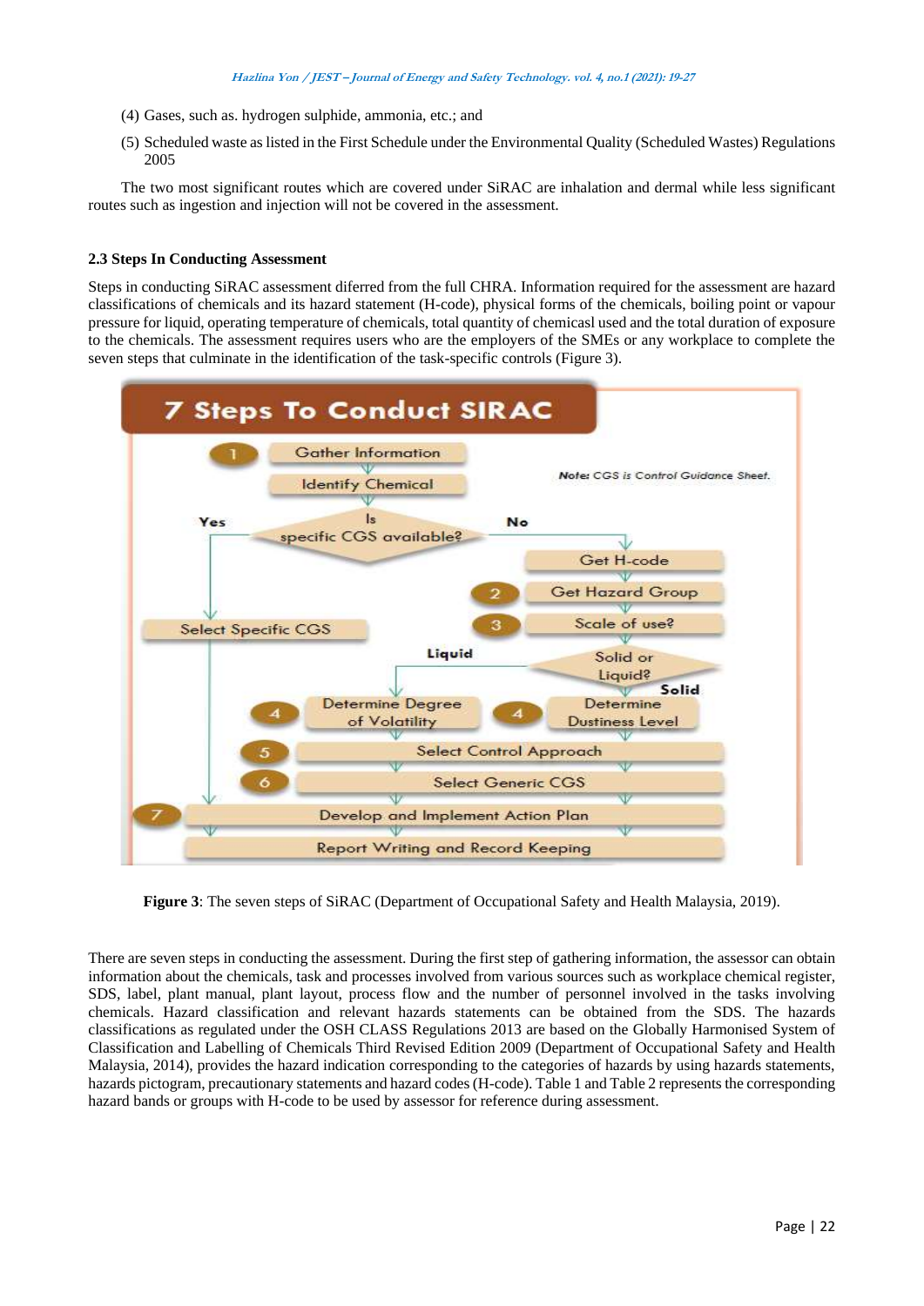(4) Gases, such as. hydrogen sulphide, ammonia, etc.; and

(5) Scheduled waste as listed in the First Schedule under the Environmental Quality (Scheduled Wastes) Regulations 2005

The two most significant routes which are covered under SiRAC are inhalation and dermal while less significant routes such as ingestion and injection will not be covered in the assessment.

### 2.3 Steps In Conducting Assessment

Steps in conducting SiRAC assessment diferred from the full CHRA. Information required for the assessment are hazard classifications of chemicals and its hazard statement (H-code), physical forms of the chemicals, boiling point or vapour pressure for liquid, operating temperature of chemicals, total quantity of chemicasl used and the total duration of exposure to the chemicals. The assessment requires users who are the employers of the SMEs or any workplace to complete the seven steps that culminate in the identification of the task-specific controls (Figure 3).

**Figure 3**: The seven steps of SiRAC (Department of Occupational Safety and Health Malaysia, 2019).

There are seven steps in conducting the assessment. During the first step of gathering information, the assessor can obtain information about the chemicals, task and processes involved from various sources such as workplace chemical register, SDS, label, plant manual, plant layout, process flow and the number of personnel involved in the tasks involving chemicals. Hazard classification and relevant hazards statements can be obtained from the SDS. The hazards classifications as regulated under the OSH CLASS Regulations 2013 are based on the Globally Harmonised System of Classification and Labelling of Chemicals Third Revised Edition 2009 (Department of Occupational Safety and Health Malaysia, 2014), provides the hazard indication corresponding to the categories of hazards by using hazards statements, hazards pictogram, precautionary statements and hazard codes (H-code). Table 1 and Table 2 represents the corresponding hazard bands or groups with H-code to be used by assessor for reference during assessment.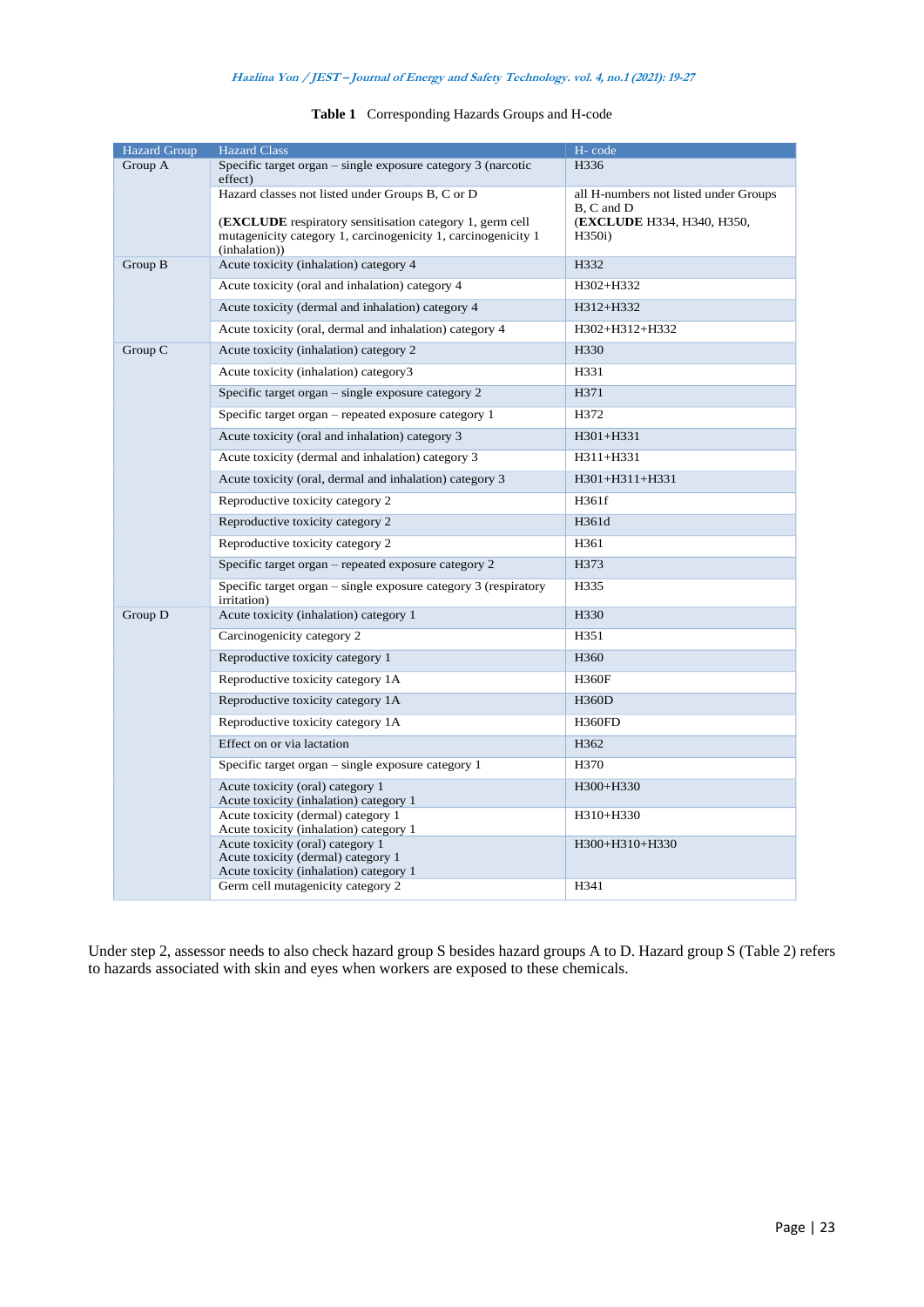**Table 1** Corresponding Hazards Groups and H-code

| Hazard Group | Hazard Class | H- code |
|---|---|---|
| Group A | Specific target organ – single exposure category 3 (narcotic effect) | H336 |
| | Hazard classes not listed under Groups B, C or D<br><br>(**EXCLUDE** respiratory sensitisation category 1, germ cell mutagenicity category 1, carcinogenicity 1, carcinogenicity 1 (inhalation)) | all H-numbers not listed under Groups B, C and D<br>(**EXCLUDE** H334, H340, H350, H350i) |
| Group B | Acute toxicity (inhalation) category 4 | H332 |
| | Acute toxicity (oral and inhalation) category 4 | H302+H332 |
| | Acute toxicity (dermal and inhalation) category 4 | H312+H332 |
| | Acute toxicity (oral, dermal and inhalation) category 4 | H302+H312+H332 |
| Group C | Acute toxicity (inhalation) category 2 | H330 |
| | Acute toxicity (inhalation) category3 | H331 |
| | Specific target organ – single exposure category 2 | H371 |
| | Specific target organ – repeated exposure category 1 | H372 |
| | Acute toxicity (oral and inhalation) category 3 | H301+H331 |
| | Acute toxicity (dermal and inhalation) category 3 | H311+H331 |
| | Acute toxicity (oral, dermal and inhalation) category 3 | H301+H311+H331 |
| | Reproductive toxicity category 2 | H361f |
| | Reproductive toxicity category 2 | H361d |
| | Reproductive toxicity category 2 | H361 |
| | Specific target organ – repeated exposure category 2 | H373 |
| | Specific target organ – single exposure category 3 (respiratory irritation) | H335 |
| Group D | Acute toxicity (inhalation) category 1 | H330 |
| | Carcinogenicity category 2 | H351 |
| | Reproductive toxicity category 1 | H360 |
| | Reproductive toxicity category 1A | H360F |
| | Reproductive toxicity category 1A | H360D |
| | Reproductive toxicity category 1A | H360FD |
| | Effect on or via lactation | H362 |
| | Specific target organ – single exposure category 1 | H370 |
| | Acute toxicity (oral) category 1<br>Acute toxicity (inhalation) category 1 | H300+H330 |
| | Acute toxicity (dermal) category 1<br>Acute toxicity (inhalation) category 1 | H310+H330 |
| | Acute toxicity (oral) category 1<br>Acute toxicity (dermal) category 1<br>Acute toxicity (inhalation) category 1 | H300+H310+H330 |
| | Germ cell mutagenicity category 2 | H341 |

Under step 2, assessor needs to also check hazard group S besides hazard groups A to D. Hazard group S (Table 2) refers to hazards associated with skin and eyes when workers are exposed to these chemicals.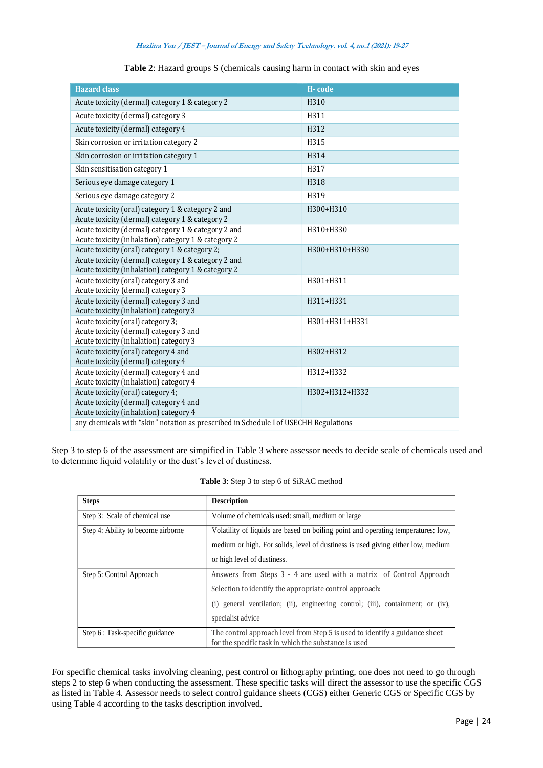**Table 2**: Hazard groups S (chemicals causing harm in contact with skin and eyes

| Hazard class | H- code |
|---|---|
| Acute toxicity (dermal) category 1 & category 2 | H310 |
| Acute toxicity (dermal) category 3 | H311 |
| Acute toxicity (dermal) category 4 | H312 |
| Skin corrosion or irritation category 2 | H315 |
| Skin corrosion or irritation category 1 | H314 |
| Skin sensitisation category 1 | H317 |
| Serious eye damage category 1 | H318 |
| Serious eye damage category 2 | H319 |
| Acute toxicity (oral) category 1 & category 2 and Acute toxicity (dermal) category 1 & category 2 | H300+H310 |
| Acute toxicity (dermal) category 1 & category 2 and Acute toxicity (inhalation) category 1 & category 2 | H310+H330 |
| Acute toxicity (oral) category 1 & category 2; Acute toxicity (dermal) category 1 & category 2 and Acute toxicity (inhalation) category 1 & category 2 | H300+H310+H330 |
| Acute toxicity (oral) category 3 and Acute toxicity (dermal) category 3 | H301+H311 |
| Acute toxicity (dermal) category 3 and Acute toxicity (inhalation) category 3 | H311+H331 |
| Acute toxicity (oral) category 3; Acute toxicity (dermal) category 3 and Acute toxicity (inhalation) category 3 | H301+H311+H331 |
| Acute toxicity (oral) category 4 and Acute toxicity (dermal) category 4 | H302+H312 |
| Acute toxicity (dermal) category 4 and Acute toxicity (inhalation) category 4 | H312+H332 |
| Acute toxicity (oral) category 4; Acute toxicity (dermal) category 4 and Acute toxicity (inhalation) category 4 | H302+H312+H332 |
| any chemicals with "skin" notation as prescribed in Schedule I of USECHH Regulations | |

Step 3 to step 6 of the assessment are simpified in Table 3 where assessor needs to decide scale of chemicals used and to determine liquid volatility or the dust's level of dustiness.

**Table 3**: Step 3 to step 6 of SiRAC method

| Steps | Description |
|---|---|
| Step 3: Scale of chemical use | Volume of chemicals used: small, medium or large |
| Step 4: Ability to become airborne | Volatility of liquids are based on boiling point and operating temperatures: low, medium or high. For solids, level of dustiness is used giving either low, medium or high level of dustiness. |
| Step 5: Control Approach | Answers from Steps 3 - 4 are used with a matrix of Control Approach Selection to identify the appropriate control approach: (i) general ventilation; (ii), engineering control; (iii), containment; or (iv), specialist advice |
| Step 6 : Task-specific guidance | The control approach level from Step 5 is used to identify a guidance sheet for the specific task in which the substance is used |

For specific chemical tasks involving cleaning, pest control or lithography printing, one does not need to go through steps 2 to step 6 when conducting the assessment. These specific tasks will direct the assessor to use the specific CGS as listed in Table 4. Assessor needs to select control guidance sheets (CGS) either Generic CGS or Specific CGS by using Table 4 according to the tasks description involved.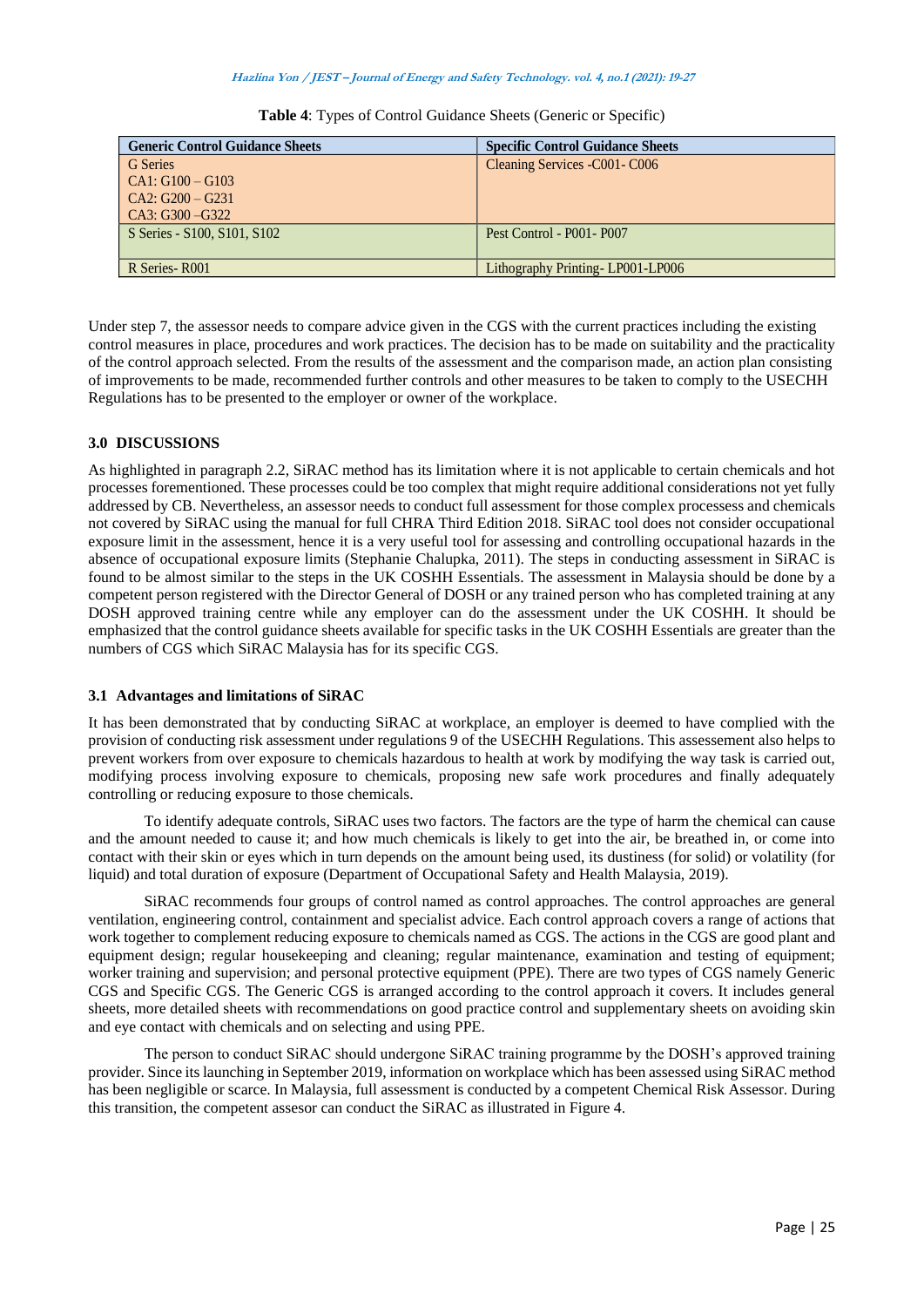**Table 4**: Types of Control Guidance Sheets (Generic or Specific)

| Generic Control Guidance Sheets | Specific Control Guidance Sheets |
|---|---|
| G Series<br>CA1: G100 – G103<br>CA2: G200 – G231<br>CA3: G300 –G322 | Cleaning Services -C001- C006 |
| S Series - S100, S101, S102 | Pest Control - P001- P007 |
| R Series- R001 | Lithography Printing- LP001-LP006 |

Under step 7, the assessor needs to compare advice given in the CGS with the current practices including the existing control measures in place, procedures and work practices. The decision has to be made on suitability and the practicality of the control approach selected. From the results of the assessment and the comparison made, an action plan consisting of improvements to be made, recommended further controls and other measures to be taken to comply to the USECHH Regulations has to be presented to the employer or owner of the workplace.

## 3.0 DISCUSSIONS

As highlighted in paragraph 2.2, SiRAC method has its limitation where it is not applicable to certain chemicals and hot processes forementioned. These processes could be too complex that might require additional considerations not yet fully addressed by CB. Nevertheless, an assessor needs to conduct full assessment for those complex processess and chemicals not covered by SiRAC using the manual for full CHRA Third Edition 2018. SiRAC tool does not consider occupational exposure limit in the assessment, hence it is a very useful tool for assessing and controlling occupational hazards in the absence of occupational exposure limits (Stephanie Chalupka, 2011). The steps in conducting assessment in SiRAC is found to be almost similar to the steps in the UK COSHH Essentials. The assessment in Malaysia should be done by a competent person registered with the Director General of DOSH or any trained person who has completed training at any DOSH approved training centre while any employer can do the assessment under the UK COSHH. It should be emphasized that the control guidance sheets available for specific tasks in the UK COSHH Essentials are greater than the numbers of CGS which SiRAC Malaysia has for its specific CGS.

### 3.1 Advantages and limitations of SiRAC

It has been demonstrated that by conducting SiRAC at workplace, an employer is deemed to have complied with the provision of conducting risk assessment under regulations 9 of the USECHH Regulations. This assessement also helps to prevent workers from over exposure to chemicals hazardous to health at work by modifying the way task is carried out, modifying process involving exposure to chemicals, proposing new safe work procedures and finally adequately controlling or reducing exposure to those chemicals.

To identify adequate controls, SiRAC uses two factors. The factors are the type of harm the chemical can cause and the amount needed to cause it; and how much chemicals is likely to get into the air, be breathed in, or come into contact with their skin or eyes which in turn depends on the amount being used, its dustiness (for solid) or volatility (for liquid) and total duration of exposure (Department of Occupational Safety and Health Malaysia, 2019).

SiRAC recommends four groups of control named as control approaches. The control approaches are general ventilation, engineering control, containment and specialist advice. Each control approach covers a range of actions that work together to complement reducing exposure to chemicals named as CGS. The actions in the CGS are good plant and equipment design; regular housekeeping and cleaning; regular maintenance, examination and testing of equipment; worker training and supervision; and personal protective equipment (PPE). There are two types of CGS namely Generic CGS and Specific CGS. The Generic CGS is arranged according to the control approach it covers. It includes general sheets, more detailed sheets with recommendations on good practice control and supplementary sheets on avoiding skin and eye contact with chemicals and on selecting and using PPE.

The person to conduct SiRAC should undergone SiRAC training programme by the DOSH's approved training provider. Since its launching in September 2019, information on workplace which has been assessed using SiRAC method has been negligible or scarce. In Malaysia, full assessment is conducted by a competent Chemical Risk Assessor. During this transition, the competent assesor can conduct the SiRAC as illustrated in Figure 4.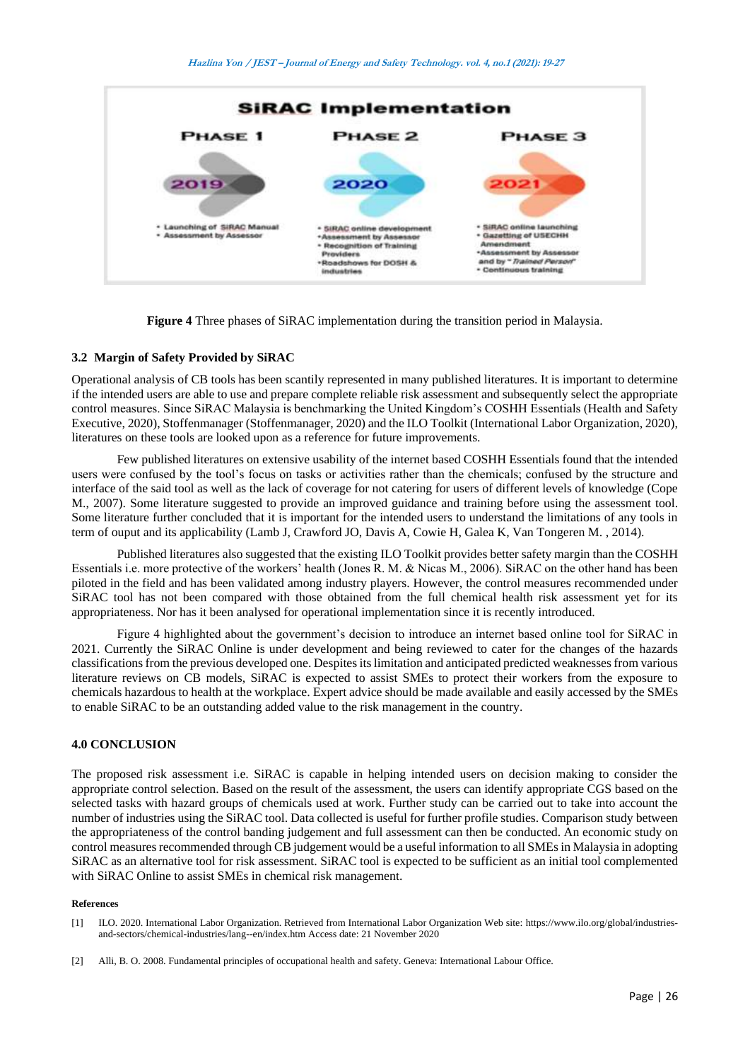Figure 4 Three phases of SiRAC implementation during the transition period in Malaysia.

### 3.2 Margin of Safety Provided by SiRAC

Operational analysis of CB tools has been scantily represented in many published literatures. It is important to determine if the intended users are able to use and prepare complete reliable risk assessment and subsequently select the appropriate control measures. Since SiRAC Malaysia is benchmarking the United Kingdom's COSHH Essentials (Health and Safety Executive, 2020), Stoffenmanager (Stoffenmanager, 2020) and the ILO Toolkit (International Labor Organization, 2020), literatures on these tools are looked upon as a reference for future improvements.

Few published literatures on extensive usability of the internet based COSHH Essentials found that the intended users were confused by the tool's focus on tasks or activities rather than the chemicals; confused by the structure and interface of the said tool as well as the lack of coverage for not catering for users of different levels of knowledge (Cope M., 2007). Some literature suggested to provide an improved guidance and training before using the assessment tool. Some literature further concluded that it is important for the intended users to understand the limitations of any tools in term of ouput and its applicability (Lamb J, Crawford JO, Davis A, Cowie H, Galea K, Van Tongeren M. , 2014).

Published literatures also suggested that the existing ILO Toolkit provides better safety margin than the COSHH Essentials i.e. more protective of the workers' health (Jones R. M. & Nicas M., 2006). SiRAC on the other hand has been piloted in the field and has been validated among industry players. However, the control measures recommended under SiRAC tool has not been compared with those obtained from the full chemical health risk assessment yet for its appropriateness. Nor has it been analysed for operational implementation since it is recently introduced.

Figure 4 highlighted about the government's decision to introduce an internet based online tool for SiRAC in 2021. Currently the SiRAC Online is under development and being reviewed to cater for the changes of the hazards classifications from the previous developed one. Despites its limitation and anticipated predicted weaknesses from various literature reviews on CB models, SiRAC is expected to assist SMEs to protect their workers from the exposure to chemicals hazardous to health at the workplace. Expert advice should be made available and easily accessed by the SMEs to enable SiRAC to be an outstanding added value to the risk management in the country.

## 4.0 CONCLUSION

The proposed risk assessment i.e. SiRAC is capable in helping intended users on decision making to consider the appropriate control selection. Based on the result of the assessment, the users can identify appropriate CGS based on the selected tasks with hazard groups of chemicals used at work. Further study can be carried out to take into account the number of industries using the SiRAC tool. Data collected is useful for further profile studies. Comparison study between the appropriateness of the control banding judgement and full assessment can then be conducted. An economic study on control measures recommended through CB judgement would be a useful information to all SMEs in Malaysia in adopting SiRAC as an alternative tool for risk assessment. SiRAC tool is expected to be sufficient as an initial tool complemented with SiRAC Online to assist SMEs in chemical risk management.

#### References

[1] ILO. 2020. International Labor Organization. Retrieved from International Labor Organization Web site: https://www.ilo.org/global/industries-and-sectors/chemical-industries/lang--en/index.htm Access date: 21 November 2020

[2] Alli, B. O. 2008. Fundamental principles of occupational health and safety. Geneva: International Labour Office.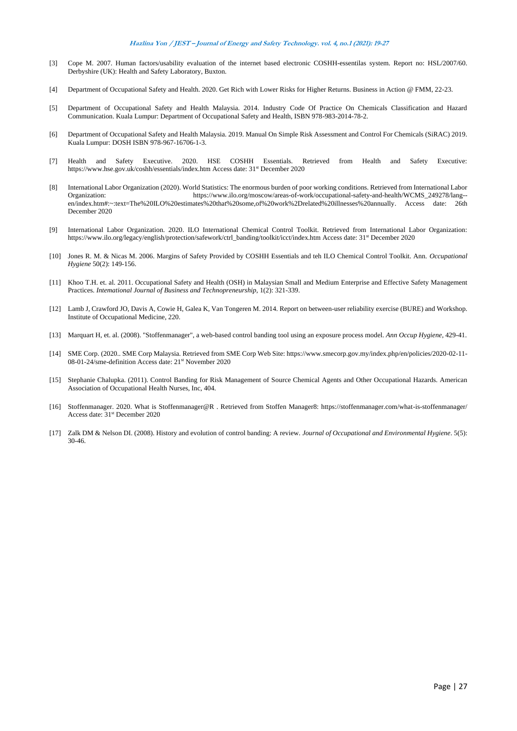[3] Cope M. 2007. Human factors/usability evaluation of the internet based electronic COSHH-essentilas system. Report no: HSL/2007/60. Derbyshire (UK): Health and Safety Laboratory, Buxton.

[4] Department of Occupational Safety and Health. 2020. Get Rich with Lower Risks for Higher Returns. Business in Action @ FMM, 22-23.

[5] Department of Occupational Safety and Health Malaysia. 2014. Industry Code Of Practice On Chemicals Classification and Hazard Communication. Kuala Lumpur: Department of Occupational Safety and Health, ISBN 978-983-2014-78-2.

[6] Department of Occupational Safety and Health Malaysia. 2019. Manual On Simple Risk Assessment and Control For Chemicals (SiRAC) 2019. Kuala Lumpur: DOSH ISBN 978-967-16706-1-3.

[7] Health and Safety Executive. 2020. HSE COSHH Essentials. Retrieved from Health and Safety Executive: https://www.hse.gov.uk/coshh/essentials/index.htm Access date: 31st December 2020

[8] International Labor Organization (2020). World Statistics: The enormous burden of poor working conditions. Retrieved from International Labor Organization: https://www.ilo.org/moscow/areas-of-work/occupational-safety-and-health/WCMS_249278/lang--en/index.htm#:~:text=The%20ILO%20estimates%20that%20some,of%20work%2Drelated%20illnesses%20annually. Access date: 26th December 2020

[9] International Labor Organization. 2020. ILO International Chemical Control Toolkit. Retrieved from International Labor Organization: https://www.ilo.org/legacy/english/protection/safework/ctrl_banding/toolkit/icct/index.htm Access date: 31st December 2020

[10] Jones R. M. & Nicas M. 2006. Margins of Safety Provided by COSHH Essentials and teh ILO Chemical Control Toolkit. Ann. *Occupational Hygiene* 50(2): 149-156.

[11] Khoo T.H. et. al. 2011. Occupational Safety and Health (OSH) in Malaysian Small and Medium Enterprise and Effective Safety Management Practices. *Intemational Journal of Business and Technopreneurship*, 1(2): 321-339.

[12] Lamb J, Crawford JO, Davis A, Cowie H, Galea K, Van Tongeren M. 2014. Report on between-user reliability exercise (BURE) and Workshop. Institute of Occupational Medicine, 220.

[13] Marquart H, et. al. (2008). "Stoffenmanager", a web-based control banding tool using an exposure process model. *Ann Occup Hygiene*, 429-41.

[14] SME Corp. (2020.. SME Corp Malaysia. Retrieved from SME Corp Web Site: https://www.smecorp.gov.my/index.php/en/policies/2020-02-11-08-01-24/sme-definition Access date: 21st November 2020

[15] Stephanie Chalupka. (2011). Control Banding for Risk Management of Source Chemical Agents and Other Occupational Hazards. American Association of Occupational Health Nurses, Inc, 404.

[16] Stoffenmanager. 2020. What is Stoffenmanager@R . Retrieved from Stoffen Manager8: https://stoffenmanager.com/what-is-stoffenmanager/ Access date: 31st December 2020

[17] Zalk DM & Nelson DI. (2008). History and evolution of control banding: A review. *Journal of Occupational and Environmental Hygiene*. 5(5): 30-46.